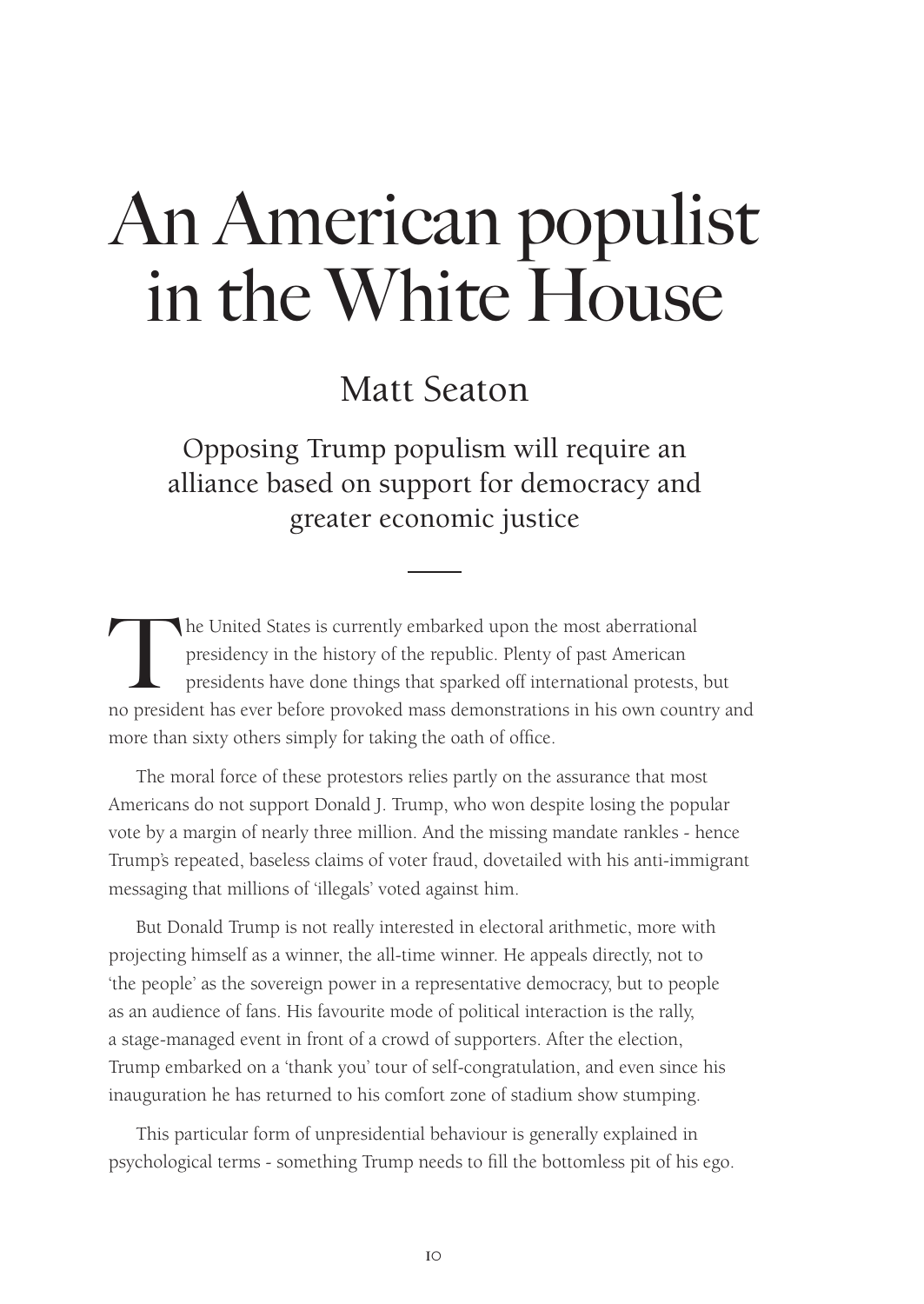# An American populist in the White House

## Matt Seaton

### Opposing Trump populism will require an alliance based on support for democracy and greater economic justice

---

The United States is currently embarked upon the most aberrational presidency in the history of the republic. Plenty of past American presidents have done things that sparked off international protests, but no president has ever before provoked mass demonstrations in his own country and more than sixty others simply for taking the oath of office.

The moral force of these protestors relies partly on the assurance that most Americans do not support Donald J. Trump, who won despite losing the popular vote by a margin of nearly three million. And the missing mandate rankles - hence Trump's repeated, baseless claims of voter fraud, dovetailed with his anti-immigrant messaging that millions of 'illegals' voted against him.

But Donald Trump is not really interested in electoral arithmetic, more with projecting himself as a winner, the all-time winner. He appeals directly, not to 'the people' as the sovereign power in a representative democracy, but to people as an audience of fans. His favourite mode of political interaction is the rally, a stage-managed event in front of a crowd of supporters. After the election, Trump embarked on a 'thank you' tour of self-congratulation, and even since his inauguration he has returned to his comfort zone of stadium show stumping.

This particular form of unpresidential behaviour is generally explained in psychological terms - something Trump needs to fill the bottomless pit of his ego.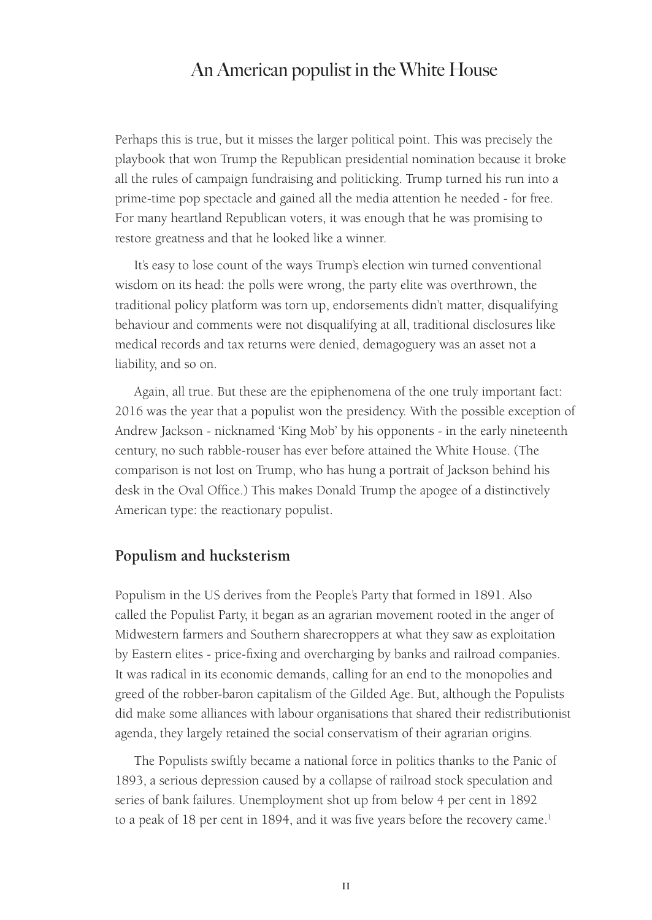Perhaps this is true, but it misses the larger political point. This was precisely the playbook that won Trump the Republican presidential nomination because it broke all the rules of campaign fundraising and politicking. Trump turned his run into a prime-time pop spectacle and gained all the media attention he needed - for free. For many heartland Republican voters, it was enough that he was promising to restore greatness and that he looked like a winner.

It's easy to lose count of the ways Trump's election win turned conventional wisdom on its head: the polls were wrong, the party elite was overthrown, the traditional policy platform was torn up, endorsements didn't matter, disqualifying behaviour and comments were not disqualifying at all, traditional disclosures like medical records and tax returns were denied, demagoguery was an asset not a liability, and so on.

Again, all true. But these are the epiphenomena of the one truly important fact: 2016 was the year that a populist won the presidency. With the possible exception of Andrew Jackson - nicknamed 'King Mob' by his opponents - in the early nineteenth century, no such rabble-rouser has ever before attained the White House. (The comparison is not lost on Trump, who has hung a portrait of Jackson behind his desk in the Oval Office.) This makes Donald Trump the apogee of a distinctively American type: the reactionary populist.

## Populism and hucksterism

Populism in the US derives from the People's Party that formed in 1891. Also called the Populist Party, it began as an agrarian movement rooted in the anger of Midwestern farmers and Southern sharecroppers at what they saw as exploitation by Eastern elites - price-fixing and overcharging by banks and railroad companies. It was radical in its economic demands, calling for an end to the monopolies and greed of the robber-baron capitalism of the Gilded Age. But, although the Populists did make some alliances with labour organisations that shared their redistributionist agenda, they largely retained the social conservatism of their agrarian origins.

The Populists swiftly became a national force in politics thanks to the Panic of 1893, a serious depression caused by a collapse of railroad stock speculation and series of bank failures. Unemployment shot up from below 4 per cent in 1892 to a peak of 18 per cent in 1894, and it was five years before the recovery came.[1]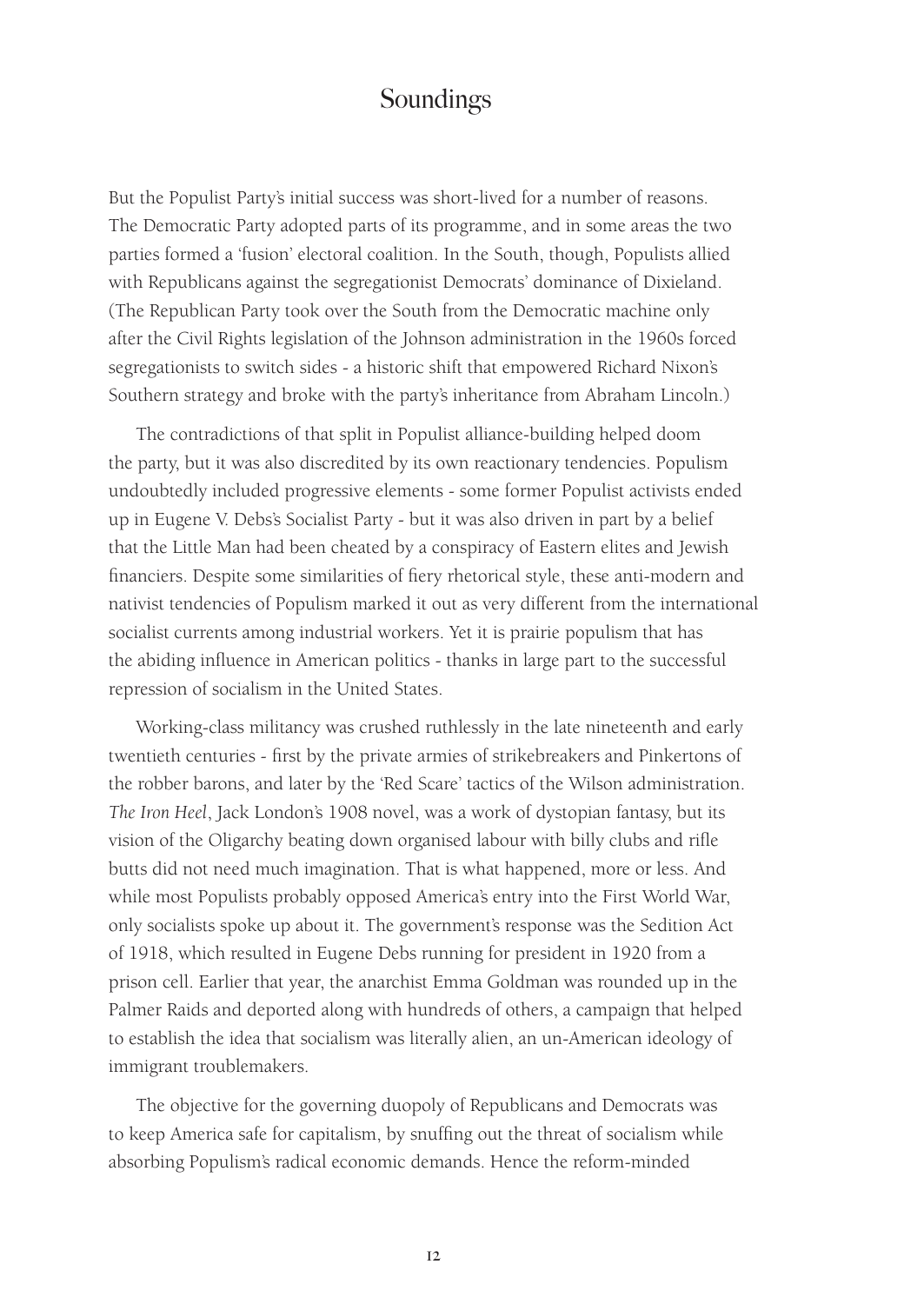But the Populist Party's initial success was short-lived for a number of reasons. The Democratic Party adopted parts of its programme, and in some areas the two parties formed a 'fusion' electoral coalition. In the South, though, Populists allied with Republicans against the segregationist Democrats' dominance of Dixieland. (The Republican Party took over the South from the Democratic machine only after the Civil Rights legislation of the Johnson administration in the 1960s forced segregationists to switch sides - a historic shift that empowered Richard Nixon's Southern strategy and broke with the party's inheritance from Abraham Lincoln.)

The contradictions of that split in Populist alliance-building helped doom the party, but it was also discredited by its own reactionary tendencies. Populism undoubtedly included progressive elements - some former Populist activists ended up in Eugene V. Debs's Socialist Party - but it was also driven in part by a belief that the Little Man had been cheated by a conspiracy of Eastern elites and Jewish financiers. Despite some similarities of fiery rhetorical style, these anti-modern and nativist tendencies of Populism marked it out as very different from the international socialist currents among industrial workers. Yet it is prairie populism that has the abiding influence in American politics - thanks in large part to the successful repression of socialism in the United States.

Working-class militancy was crushed ruthlessly in the late nineteenth and early twentieth centuries - first by the private armies of strikebreakers and Pinkertons of the robber barons, and later by the 'Red Scare' tactics of the Wilson administration. *The Iron Heel*, Jack London's 1908 novel, was a work of dystopian fantasy, but its vision of the Oligarchy beating down organised labour with billy clubs and rifle butts did not need much imagination. That is what happened, more or less. And while most Populists probably opposed America's entry into the First World War, only socialists spoke up about it. The government's response was the Sedition Act of 1918, which resulted in Eugene Debs running for president in 1920 from a prison cell. Earlier that year, the anarchist Emma Goldman was rounded up in the Palmer Raids and deported along with hundreds of others, a campaign that helped to establish the idea that socialism was literally alien, an un-American ideology of immigrant troublemakers.

The objective for the governing duopoly of Republicans and Democrats was to keep America safe for capitalism, by snuffing out the threat of socialism while absorbing Populism's radical economic demands. Hence the reform-minded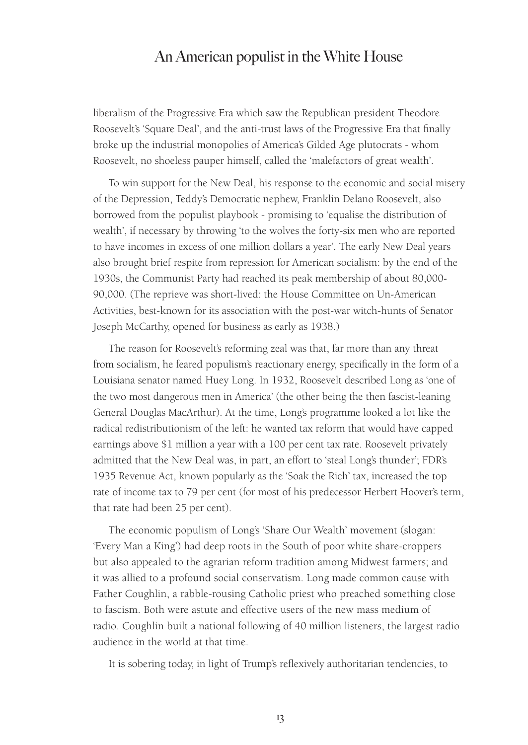liberalism of the Progressive Era which saw the Republican president Theodore Roosevelt's 'Square Deal', and the anti-trust laws of the Progressive Era that finally broke up the industrial monopolies of America's Gilded Age plutocrats - whom Roosevelt, no shoeless pauper himself, called the 'malefactors of great wealth'.

To win support for the New Deal, his response to the economic and social misery of the Depression, Teddy's Democratic nephew, Franklin Delano Roosevelt, also borrowed from the populist playbook - promising to 'equalise the distribution of wealth', if necessary by throwing 'to the wolves the forty-six men who are reported to have incomes in excess of one million dollars a year'. The early New Deal years also brought brief respite from repression for American socialism: by the end of the 1930s, the Communist Party had reached its peak membership of about 80,000-90,000. (The reprieve was short-lived: the House Committee on Un-American Activities, best-known for its association with the post-war witch-hunts of Senator Joseph McCarthy, opened for business as early as 1938.)

The reason for Roosevelt's reforming zeal was that, far more than any threat from socialism, he feared populism's reactionary energy, specifically in the form of a Louisiana senator named Huey Long. In 1932, Roosevelt described Long as 'one of the two most dangerous men in America' (the other being the then fascist-leaning General Douglas MacArthur). At the time, Long's programme looked a lot like the radical redistributionism of the left: he wanted tax reform that would have capped earnings above $1 million a year with a 100 per cent tax rate. Roosevelt privately admitted that the New Deal was, in part, an effort to 'steal Long's thunder'; FDR's 1935 Revenue Act, known popularly as the 'Soak the Rich' tax, increased the top rate of income tax to 79 per cent (for most of his predecessor Herbert Hoover's term, that rate had been 25 per cent).

The economic populism of Long's 'Share Our Wealth' movement (slogan: 'Every Man a King') had deep roots in the South of poor white share-croppers but also appealed to the agrarian reform tradition among Midwest farmers; and it was allied to a profound social conservatism. Long made common cause with Father Coughlin, a rabble-rousing Catholic priest who preached something close to fascism. Both were astute and effective users of the new mass medium of radio. Coughlin built a national following of 40 million listeners, the largest radio audience in the world at that time.

It is sobering today, in light of Trump's reflexively authoritarian tendencies, to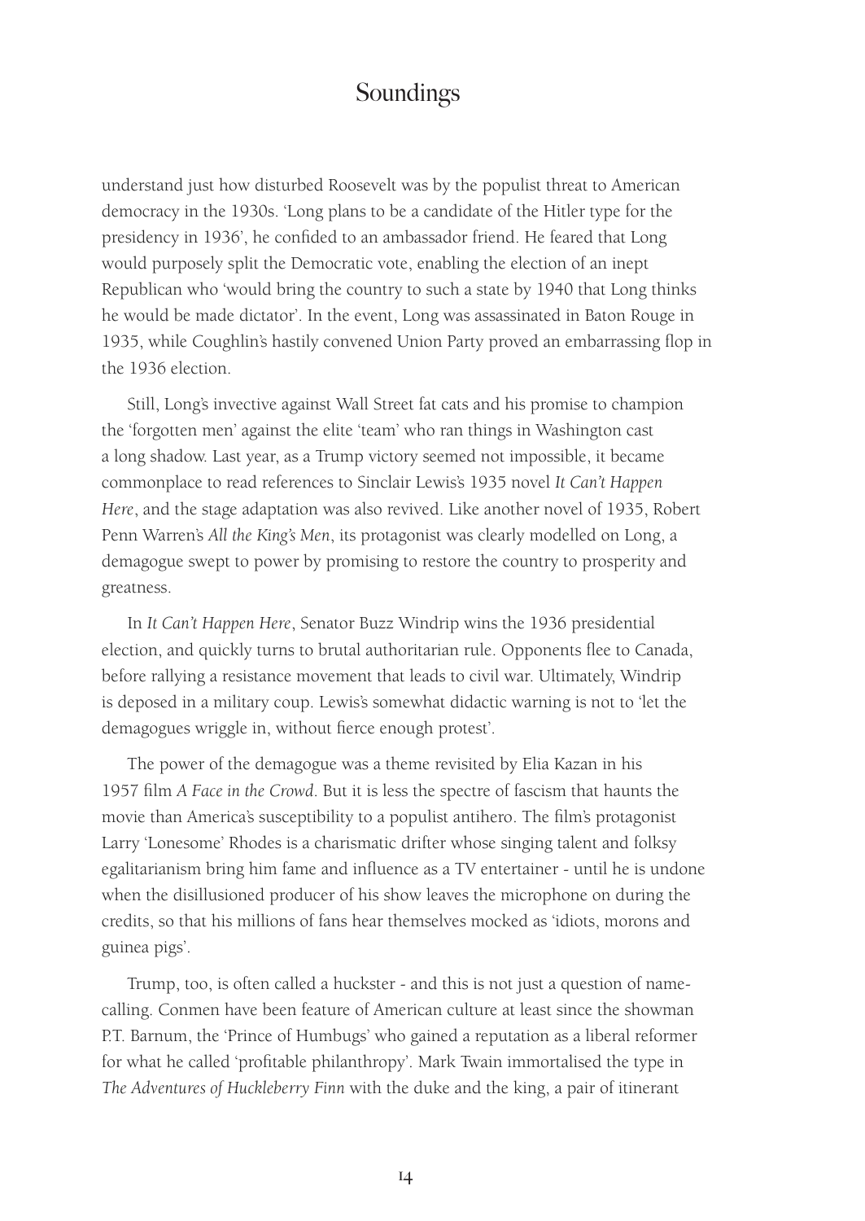understand just how disturbed Roosevelt was by the populist threat to American democracy in the 1930s. 'Long plans to be a candidate of the Hitler type for the presidency in 1936', he confided to an ambassador friend. He feared that Long would purposely split the Democratic vote, enabling the election of an inept Republican who 'would bring the country to such a state by 1940 that Long thinks he would be made dictator'. In the event, Long was assassinated in Baton Rouge in 1935, while Coughlin's hastily convened Union Party proved an embarrassing flop in the 1936 election.

Still, Long's invective against Wall Street fat cats and his promise to champion the 'forgotten men' against the elite 'team' who ran things in Washington cast a long shadow. Last year, as a Trump victory seemed not impossible, it became commonplace to read references to Sinclair Lewis's 1935 novel *It Can't Happen Here*, and the stage adaptation was also revived. Like another novel of 1935, Robert Penn Warren's *All the King's Men*, its protagonist was clearly modelled on Long, a demagogue swept to power by promising to restore the country to prosperity and greatness.

In *It Can't Happen Here*, Senator Buzz Windrip wins the 1936 presidential election, and quickly turns to brutal authoritarian rule. Opponents flee to Canada, before rallying a resistance movement that leads to civil war. Ultimately, Windrip is deposed in a military coup. Lewis's somewhat didactic warning is not to 'let the demagogues wriggle in, without fierce enough protest'.

The power of the demagogue was a theme revisited by Elia Kazan in his 1957 film *A Face in the Crowd*. But it is less the spectre of fascism that haunts the movie than America's susceptibility to a populist antihero. The film's protagonist Larry 'Lonesome' Rhodes is a charismatic drifter whose singing talent and folksy egalitarianism bring him fame and influence as a TV entertainer - until he is undone when the disillusioned producer of his show leaves the microphone on during the credits, so that his millions of fans hear themselves mocked as 'idiots, morons and guinea pigs'.

Trump, too, is often called a huckster - and this is not just a question of name-calling. Conmen have been feature of American culture at least since the showman P.T. Barnum, the 'Prince of Humbugs' who gained a reputation as a liberal reformer for what he called 'profitable philanthropy'. Mark Twain immortalised the type in *The Adventures of Huckleberry Finn* with the duke and the king, a pair of itinerant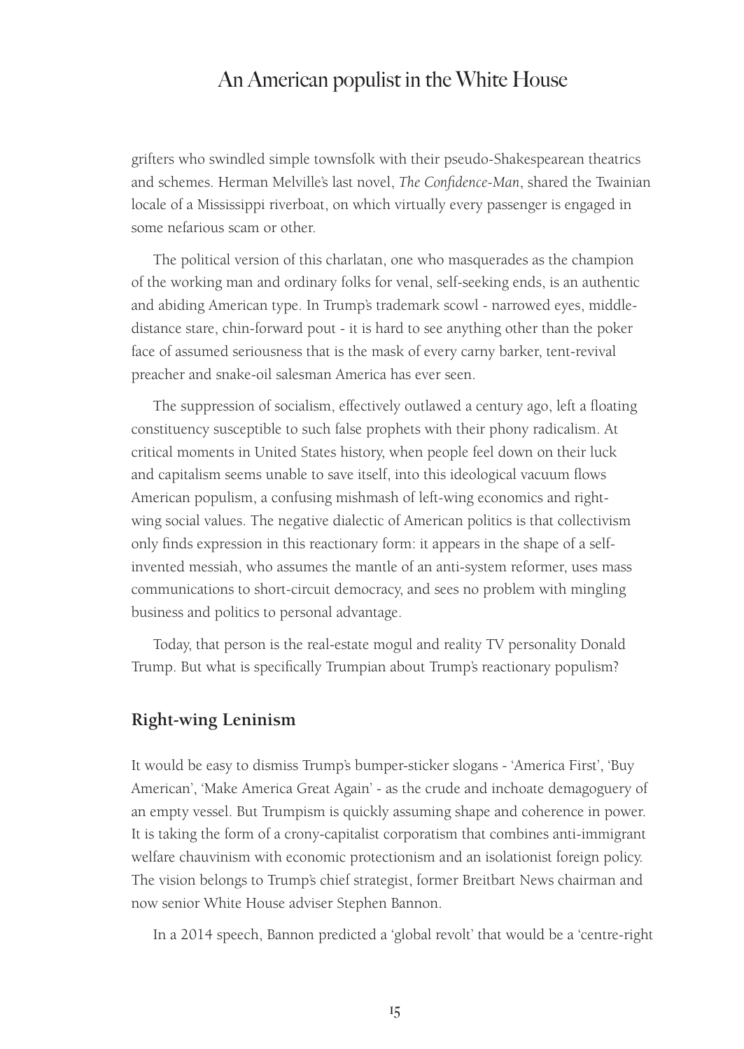grifters who swindled simple townsfolk with their pseudo-Shakespearean theatrics and schemes. Herman Melville's last novel, *The Confidence-Man*, shared the Twainian locale of a Mississippi riverboat, on which virtually every passenger is engaged in some nefarious scam or other.

The political version of this charlatan, one who masquerades as the champion of the working man and ordinary folks for venal, self-seeking ends, is an authentic and abiding American type. In Trump's trademark scowl - narrowed eyes, middle-distance stare, chin-forward pout - it is hard to see anything other than the poker face of assumed seriousness that is the mask of every carny barker, tent-revival preacher and snake-oil salesman America has ever seen.

The suppression of socialism, effectively outlawed a century ago, left a floating constituency susceptible to such false prophets with their phony radicalism. At critical moments in United States history, when people feel down on their luck and capitalism seems unable to save itself, into this ideological vacuum flows American populism, a confusing mishmash of left-wing economics and right-wing social values. The negative dialectic of American politics is that collectivism only finds expression in this reactionary form: it appears in the shape of a self-invented messiah, who assumes the mantle of an anti-system reformer, uses mass communications to short-circuit democracy, and sees no problem with mingling business and politics to personal advantage.

Today, that person is the real-estate mogul and reality TV personality Donald Trump. But what is specifically Trumpian about Trump's reactionary populism?

## Right-wing Leninism

It would be easy to dismiss Trump's bumper-sticker slogans - 'America First', 'Buy American', 'Make America Great Again' - as the crude and inchoate demagoguery of an empty vessel. But Trumpism is quickly assuming shape and coherence in power. It is taking the form of a crony-capitalist corporatism that combines anti-immigrant welfare chauvinism with economic protectionism and an isolationist foreign policy. The vision belongs to Trump's chief strategist, former Breitbart News chairman and now senior White House adviser Stephen Bannon.

In a 2014 speech, Bannon predicted a 'global revolt' that would be a 'centre-right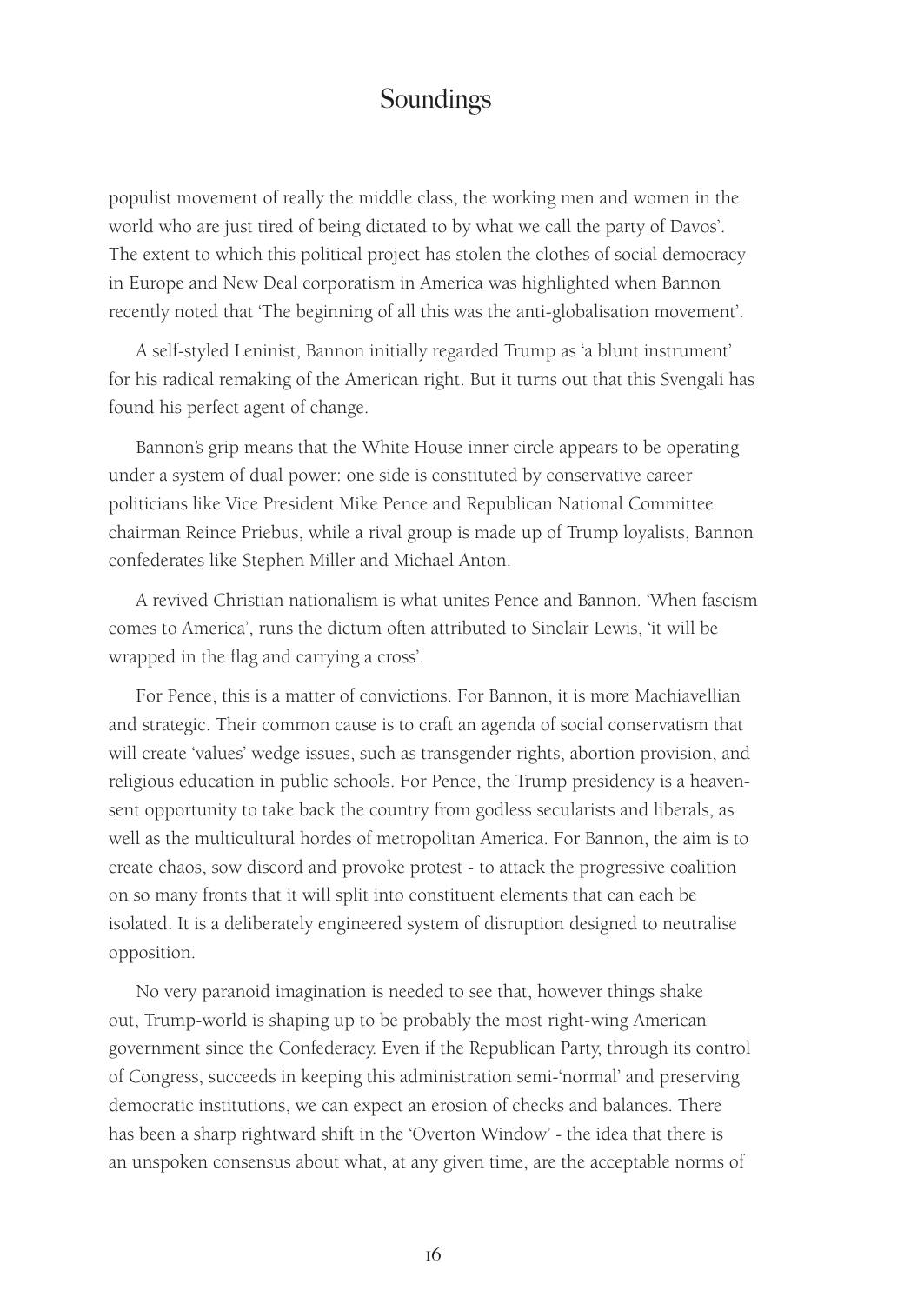populist movement of really the middle class, the working men and women in the world who are just tired of being dictated to by what we call the party of Davos'. The extent to which this political project has stolen the clothes of social democracy in Europe and New Deal corporatism in America was highlighted when Bannon recently noted that 'The beginning of all this was the anti-globalisation movement'.

A self-styled Leninist, Bannon initially regarded Trump as 'a blunt instrument' for his radical remaking of the American right. But it turns out that this Svengali has found his perfect agent of change.

Bannon's grip means that the White House inner circle appears to be operating under a system of dual power: one side is constituted by conservative career politicians like Vice President Mike Pence and Republican National Committee chairman Reince Priebus, while a rival group is made up of Trump loyalists, Bannon confederates like Stephen Miller and Michael Anton.

A revived Christian nationalism is what unites Pence and Bannon. 'When fascism comes to America', runs the dictum often attributed to Sinclair Lewis, 'it will be wrapped in the flag and carrying a cross'.

For Pence, this is a matter of convictions. For Bannon, it is more Machiavellian and strategic. Their common cause is to craft an agenda of social conservatism that will create 'values' wedge issues, such as transgender rights, abortion provision, and religious education in public schools. For Pence, the Trump presidency is a heaven-sent opportunity to take back the country from godless secularists and liberals, as well as the multicultural hordes of metropolitan America. For Bannon, the aim is to create chaos, sow discord and provoke protest - to attack the progressive coalition on so many fronts that it will split into constituent elements that can each be isolated. It is a deliberately engineered system of disruption designed to neutralise opposition.

No very paranoid imagination is needed to see that, however things shake out, Trump-world is shaping up to be probably the most right-wing American government since the Confederacy. Even if the Republican Party, through its control of Congress, succeeds in keeping this administration semi-'normal' and preserving democratic institutions, we can expect an erosion of checks and balances. There has been a sharp rightward shift in the 'Overton Window' - the idea that there is an unspoken consensus about what, at any given time, are the acceptable norms of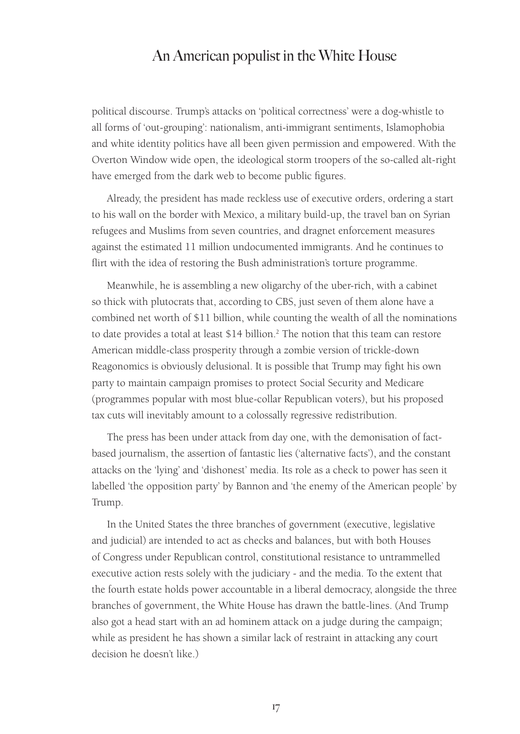political discourse. Trump's attacks on 'political correctness' were a dog-whistle to all forms of 'out-grouping': nationalism, anti-immigrant sentiments, Islamophobia and white identity politics have all been given permission and empowered. With the Overton Window wide open, the ideological storm troopers of the so-called alt-right have emerged from the dark web to become public figures.

Already, the president has made reckless use of executive orders, ordering a start to his wall on the border with Mexico, a military build-up, the travel ban on Syrian refugees and Muslims from seven countries, and dragnet enforcement measures against the estimated 11 million undocumented immigrants. And he continues to flirt with the idea of restoring the Bush administration's torture programme.

Meanwhile, he is assembling a new oligarchy of the uber-rich, with a cabinet so thick with plutocrats that, according to CBS, just seven of them alone have a combined net worth of $11 billion, while counting the wealth of all the nominations to date provides a total at least $14 billion.[2] The notion that this team can restore American middle-class prosperity through a zombie version of trickle-down Reagonomics is obviously delusional. It is possible that Trump may fight his own party to maintain campaign promises to protect Social Security and Medicare (programmes popular with most blue-collar Republican voters), but his proposed tax cuts will inevitably amount to a colossally regressive redistribution.

The press has been under attack from day one, with the demonisation of fact-based journalism, the assertion of fantastic lies ('alternative facts'), and the constant attacks on the 'lying' and 'dishonest' media. Its role as a check to power has seen it labelled 'the opposition party' by Bannon and 'the enemy of the American people' by Trump.

In the United States the three branches of government (executive, legislative and judicial) are intended to act as checks and balances, but with both Houses of Congress under Republican control, constitutional resistance to untrammelled executive action rests solely with the judiciary - and the media. To the extent that the fourth estate holds power accountable in a liberal democracy, alongside the three branches of government, the White House has drawn the battle-lines. (And Trump also got a head start with an ad hominem attack on a judge during the campaign; while as president he has shown a similar lack of restraint in attacking any court decision he doesn't like.)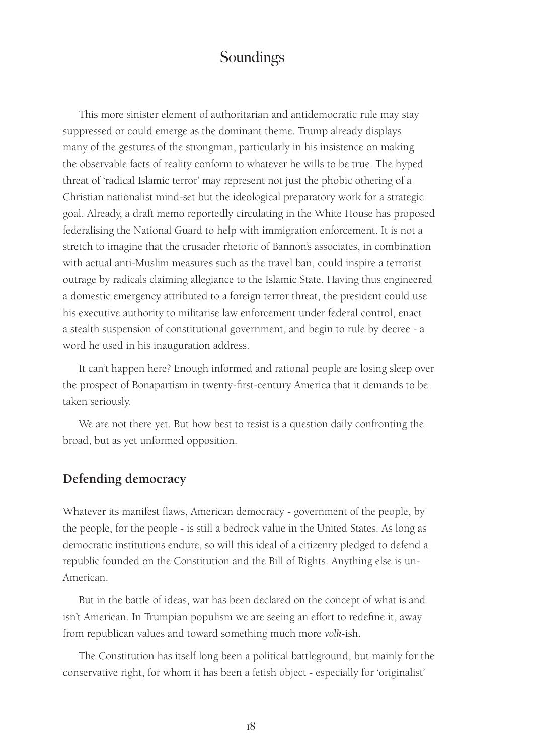This more sinister element of authoritarian and antidemocratic rule may stay suppressed or could emerge as the dominant theme. Trump already displays many of the gestures of the strongman, particularly in his insistence on making the observable facts of reality conform to whatever he wills to be true. The hyped threat of 'radical Islamic terror' may represent not just the phobic othering of a Christian nationalist mind-set but the ideological preparatory work for a strategic goal. Already, a draft memo reportedly circulating in the White House has proposed federalising the National Guard to help with immigration enforcement. It is not a stretch to imagine that the crusader rhetoric of Bannon's associates, in combination with actual anti-Muslim measures such as the travel ban, could inspire a terrorist outrage by radicals claiming allegiance to the Islamic State. Having thus engineered a domestic emergency attributed to a foreign terror threat, the president could use his executive authority to militarise law enforcement under federal control, enact a stealth suspension of constitutional government, and begin to rule by decree - a word he used in his inauguration address.

It can't happen here? Enough informed and rational people are losing sleep over the prospect of Bonapartism in twenty-first-century America that it demands to be taken seriously.

We are not there yet. But how best to resist is a question daily confronting the broad, but as yet unformed opposition.

## Defending democracy

Whatever its manifest flaws, American democracy - government of the people, by the people, for the people - is still a bedrock value in the United States. As long as democratic institutions endure, so will this ideal of a citizenry pledged to defend a republic founded on the Constitution and the Bill of Rights. Anything else is un-American.

But in the battle of ideas, war has been declared on the concept of what is and isn't American. In Trumpian populism we are seeing an effort to redefine it, away from republican values and toward something much more *volk*-ish.

The Constitution has itself long been a political battleground, but mainly for the conservative right, for whom it has been a fetish object - especially for 'originalist'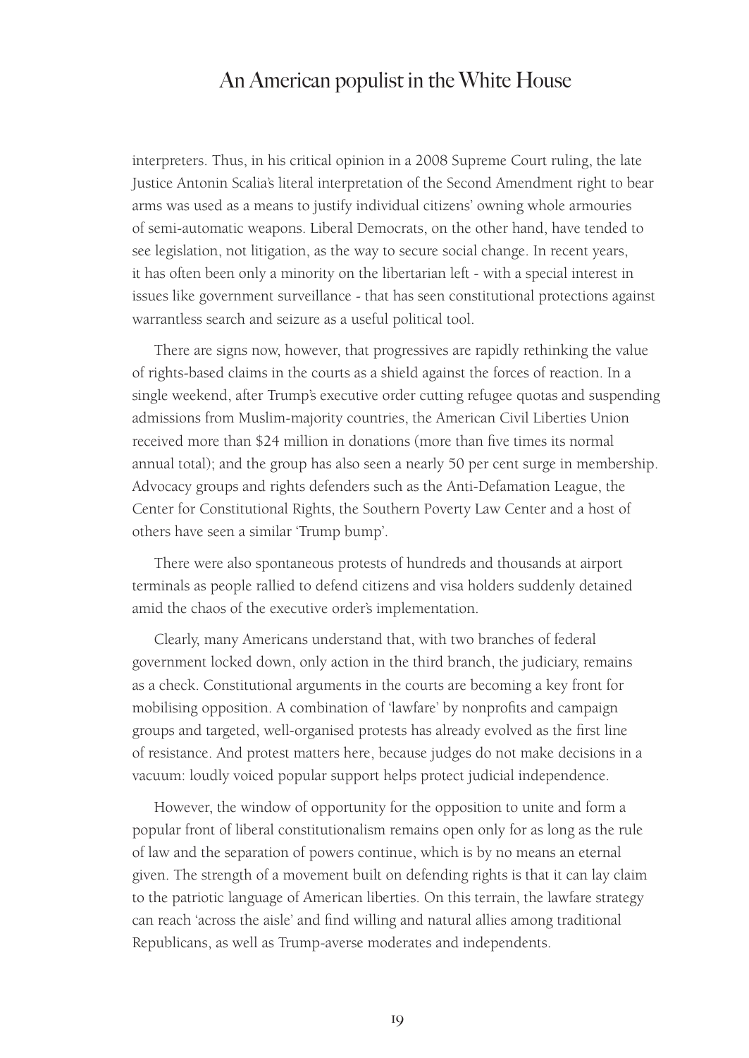interpreters. Thus, in his critical opinion in a 2008 Supreme Court ruling, the late Justice Antonin Scalia's literal interpretation of the Second Amendment right to bear arms was used as a means to justify individual citizens' owning whole armouries of semi-automatic weapons. Liberal Democrats, on the other hand, have tended to see legislation, not litigation, as the way to secure social change. In recent years, it has often been only a minority on the libertarian left - with a special interest in issues like government surveillance - that has seen constitutional protections against warrantless search and seizure as a useful political tool.

There are signs now, however, that progressives are rapidly rethinking the value of rights-based claims in the courts as a shield against the forces of reaction. In a single weekend, after Trump's executive order cutting refugee quotas and suspending admissions from Muslim-majority countries, the American Civil Liberties Union received more than $24 million in donations (more than five times its normal annual total); and the group has also seen a nearly 50 per cent surge in membership. Advocacy groups and rights defenders such as the Anti-Defamation League, the Center for Constitutional Rights, the Southern Poverty Law Center and a host of others have seen a similar 'Trump bump'.

There were also spontaneous protests of hundreds and thousands at airport terminals as people rallied to defend citizens and visa holders suddenly detained amid the chaos of the executive order's implementation.

Clearly, many Americans understand that, with two branches of federal government locked down, only action in the third branch, the judiciary, remains as a check. Constitutional arguments in the courts are becoming a key front for mobilising opposition. A combination of 'lawfare' by nonprofits and campaign groups and targeted, well-organised protests has already evolved as the first line of resistance. And protest matters here, because judges do not make decisions in a vacuum: loudly voiced popular support helps protect judicial independence.

However, the window of opportunity for the opposition to unite and form a popular front of liberal constitutionalism remains open only for as long as the rule of law and the separation of powers continue, which is by no means an eternal given. The strength of a movement built on defending rights is that it can lay claim to the patriotic language of American liberties. On this terrain, the lawfare strategy can reach 'across the aisle' and find willing and natural allies among traditional Republicans, as well as Trump-averse moderates and independents.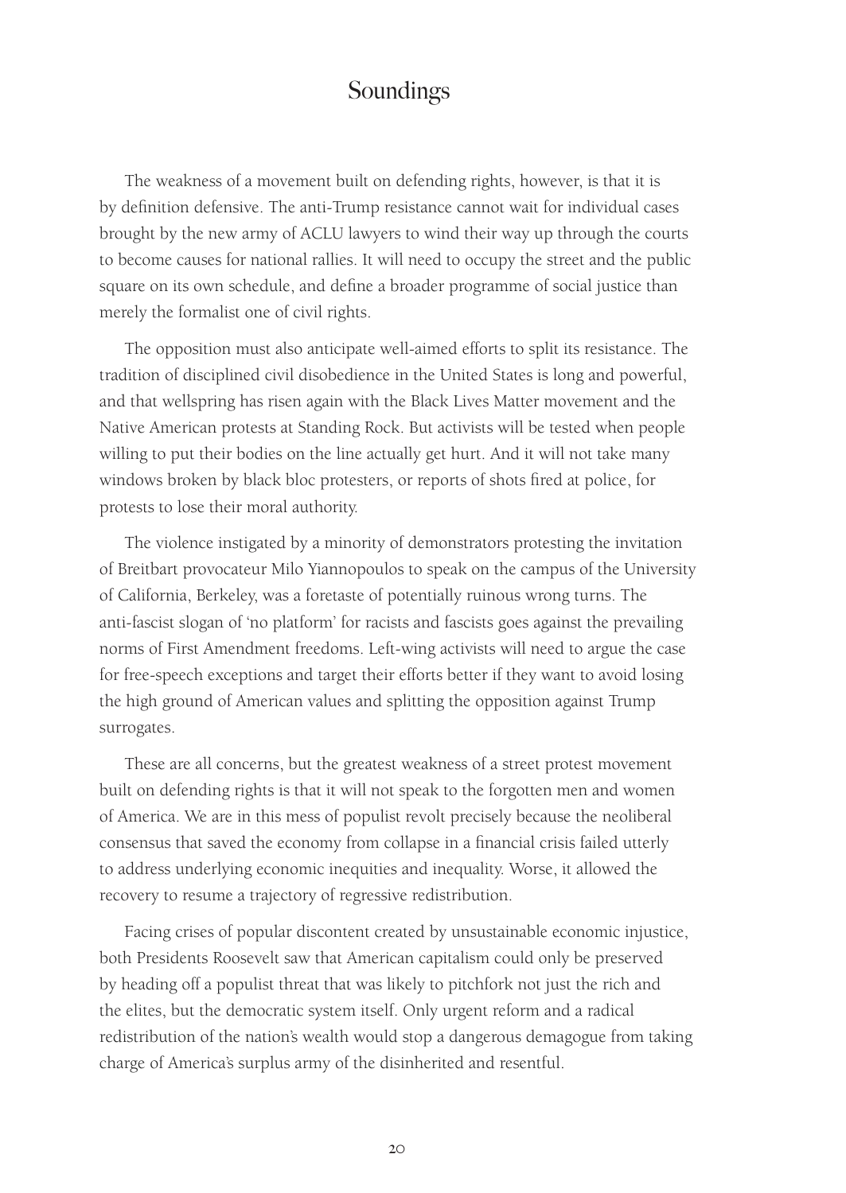The weakness of a movement built on defending rights, however, is that it is by definition defensive. The anti-Trump resistance cannot wait for individual cases brought by the new army of ACLU lawyers to wind their way up through the courts to become causes for national rallies. It will need to occupy the street and the public square on its own schedule, and define a broader programme of social justice than merely the formalist one of civil rights.

The opposition must also anticipate well-aimed efforts to split its resistance. The tradition of disciplined civil disobedience in the United States is long and powerful, and that wellspring has risen again with the Black Lives Matter movement and the Native American protests at Standing Rock. But activists will be tested when people willing to put their bodies on the line actually get hurt. And it will not take many windows broken by black bloc protesters, or reports of shots fired at police, for protests to lose their moral authority.

The violence instigated by a minority of demonstrators protesting the invitation of Breitbart provocateur Milo Yiannopoulos to speak on the campus of the University of California, Berkeley, was a foretaste of potentially ruinous wrong turns. The anti-fascist slogan of 'no platform' for racists and fascists goes against the prevailing norms of First Amendment freedoms. Left-wing activists will need to argue the case for free-speech exceptions and target their efforts better if they want to avoid losing the high ground of American values and splitting the opposition against Trump surrogates.

These are all concerns, but the greatest weakness of a street protest movement built on defending rights is that it will not speak to the forgotten men and women of America. We are in this mess of populist revolt precisely because the neoliberal consensus that saved the economy from collapse in a financial crisis failed utterly to address underlying economic inequities and inequality. Worse, it allowed the recovery to resume a trajectory of regressive redistribution.

Facing crises of popular discontent created by unsustainable economic injustice, both Presidents Roosevelt saw that American capitalism could only be preserved by heading off a populist threat that was likely to pitchfork not just the rich and the elites, but the democratic system itself. Only urgent reform and a radical redistribution of the nation's wealth would stop a dangerous demagogue from taking charge of America's surplus army of the disinherited and resentful.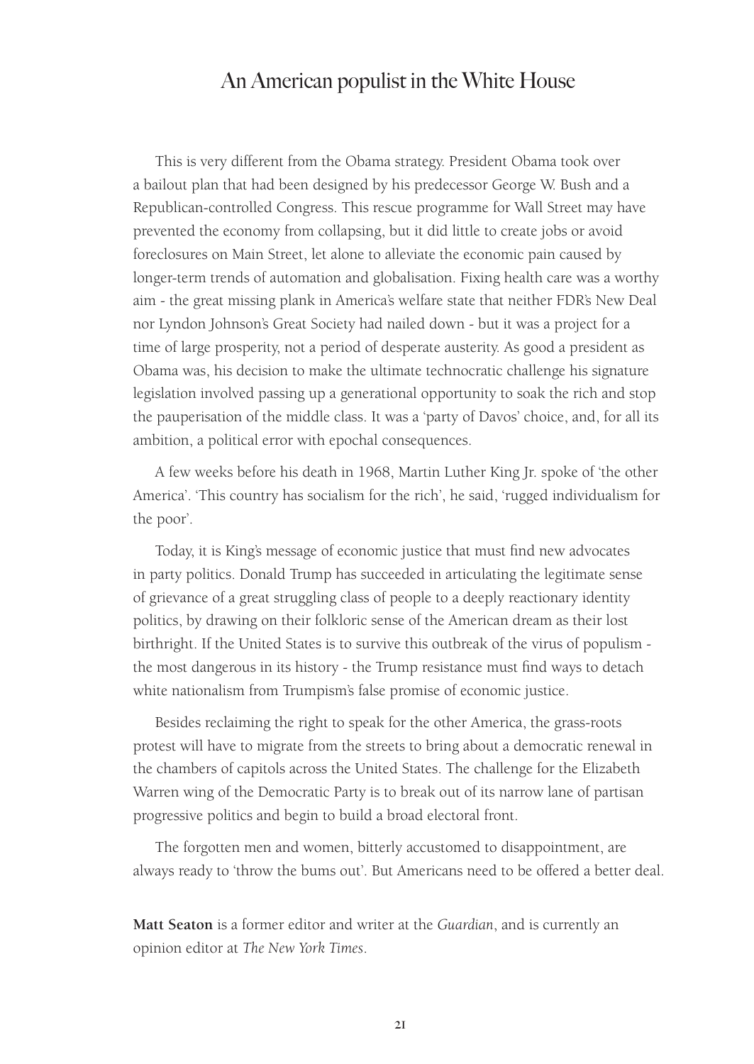This is very different from the Obama strategy. President Obama took over a bailout plan that had been designed by his predecessor George W. Bush and a Republican-controlled Congress. This rescue programme for Wall Street may have prevented the economy from collapsing, but it did little to create jobs or avoid foreclosures on Main Street, let alone to alleviate the economic pain caused by longer-term trends of automation and globalisation. Fixing health care was a worthy aim - the great missing plank in America's welfare state that neither FDR's New Deal nor Lyndon Johnson's Great Society had nailed down - but it was a project for a time of large prosperity, not a period of desperate austerity. As good a president as Obama was, his decision to make the ultimate technocratic challenge his signature legislation involved passing up a generational opportunity to soak the rich and stop the pauperisation of the middle class. It was a 'party of Davos' choice, and, for all its ambition, a political error with epochal consequences.

A few weeks before his death in 1968, Martin Luther King Jr. spoke of 'the other America'. 'This country has socialism for the rich', he said, 'rugged individualism for the poor'.

Today, it is King's message of economic justice that must find new advocates in party politics. Donald Trump has succeeded in articulating the legitimate sense of grievance of a great struggling class of people to a deeply reactionary identity politics, by drawing on their folkloric sense of the American dream as their lost birthright. If the United States is to survive this outbreak of the virus of populism - the most dangerous in its history - the Trump resistance must find ways to detach white nationalism from Trumpism's false promise of economic justice.

Besides reclaiming the right to speak for the other America, the grass-roots protest will have to migrate from the streets to bring about a democratic renewal in the chambers of capitols across the United States. The challenge for the Elizabeth Warren wing of the Democratic Party is to break out of its narrow lane of partisan progressive politics and begin to build a broad electoral front.

The forgotten men and women, bitterly accustomed to disappointment, are always ready to 'throw the bums out'. But Americans need to be offered a better deal.

**Matt Seaton** is a former editor and writer at the *Guardian*, and is currently an opinion editor at *The New York Times*.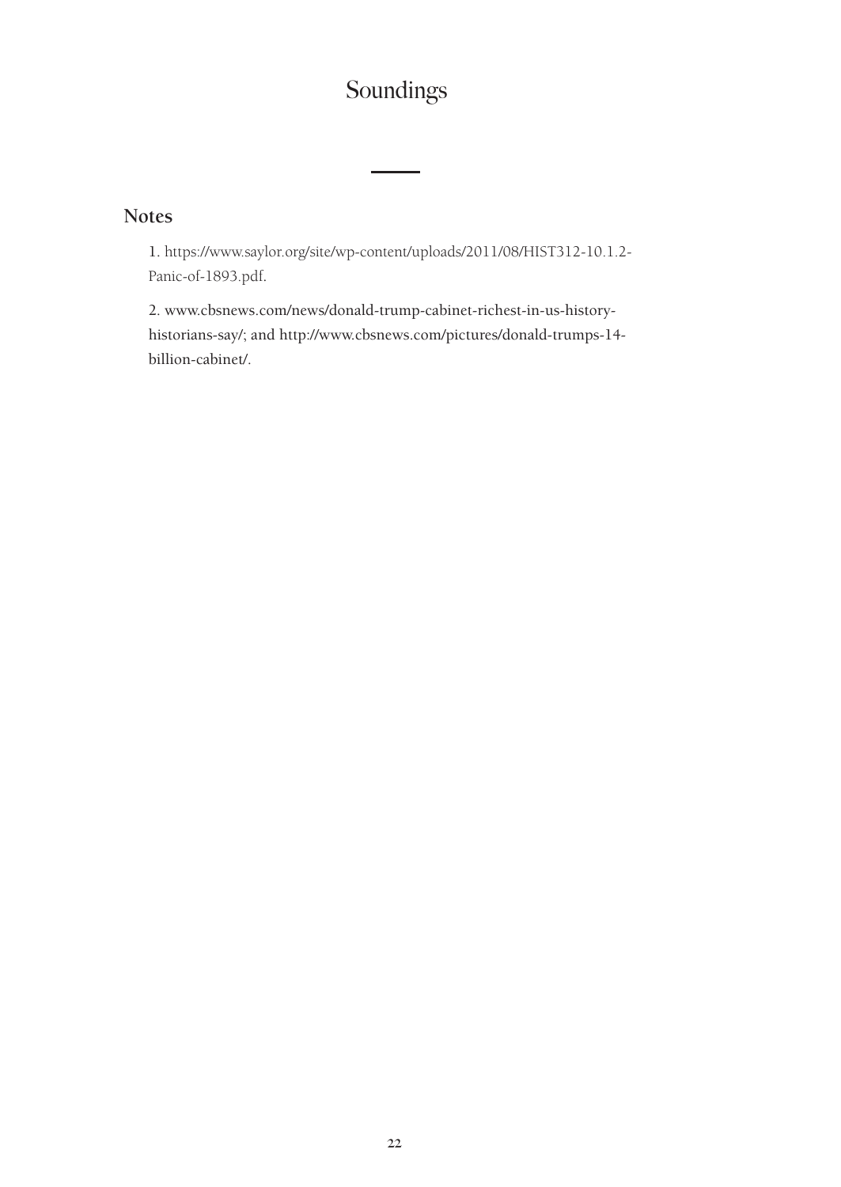## Notes

1. https://www.saylor.org/site/wp-content/uploads/2011/08/HIST312-10.1.2-Panic-of-1893.pdf.

2. www.cbsnews.com/news/donald-trump-cabinet-richest-in-us-history-historians-say/; and http://www.cbsnews.com/pictures/donald-trumps-14-billion-cabinet/.